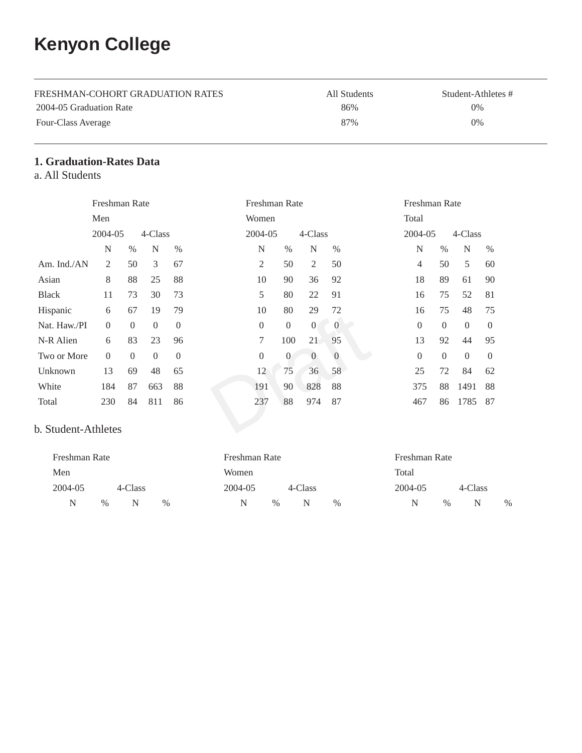# Kenyon College

| FRESHMAN-COHORT GRADUATION RATES | All Students | Student-Athletes # |
|---|---|---|
| 2004-05 Graduation Rate | 86% | 0% |
| Four-Class Average | 87% | 0% |

## 1. Graduation-Rates Data

### a. All Students

| | Freshman Rate | | | | Freshman Rate | | | | Freshman Rate | | | |
|---|---|---|---|---|---|---|---|---|---|---|---|---|
| | Men | | | | Women | | | | Total | | | |
| | 2004-05 | | 4-Class | | 2004-05 | | 4-Class | | 2004-05 | | 4-Class | |
| | N | % | N | % | N | % | N | % | N | % | N | % |
| Am. Ind./AN | 2 | 50 | 3 | 67 | 2 | 50 | 2 | 50 | 4 | 50 | 5 | 60 |
| Asian | 8 | 88 | 25 | 88 | 10 | 90 | 36 | 92 | 18 | 89 | 61 | 90 |
| Black | 11 | 73 | 30 | 73 | 5 | 80 | 22 | 91 | 16 | 75 | 52 | 81 |
| Hispanic | 6 | 67 | 19 | 79 | 10 | 80 | 29 | 72 | 16 | 75 | 48 | 75 |
| Nat. Haw./PI | 0 | 0 | 0 | 0 | 0 | 0 | 0 | 0 | 0 | 0 | 0 | 0 |
| N-R Alien | 6 | 83 | 23 | 96 | 7 | 100 | 21 | 95 | 13 | 92 | 44 | 95 |
| Two or More | 0 | 0 | 0 | 0 | 0 | 0 | 0 | 0 | 0 | 0 | 0 | 0 |
| Unknown | 13 | 69 | 48 | 65 | 12 | 75 | 36 | 58 | 25 | 72 | 84 | 62 |
| White | 184 | 87 | 663 | 88 | 191 | 90 | 828 | 88 | 375 | 88 | 1491 | 88 |
| Total | 230 | 84 | 811 | 86 | 237 | 88 | 974 | 87 | 467 | 86 | 1785 | 87 |

### b. Student-Athletes

| Freshman Rate | | | | Freshman Rate | | | | Freshman Rate | | | |
|---|---|---|---|---|---|---|---|---|---|---|---|
| Men | | | | Women | | | | Total | | | |
| 2004-05 | | 4-Class | | 2004-05 | | 4-Class | | 2004-05 | | 4-Class | |
| N | % | N | % | N | % | N | % | N | % | N | % |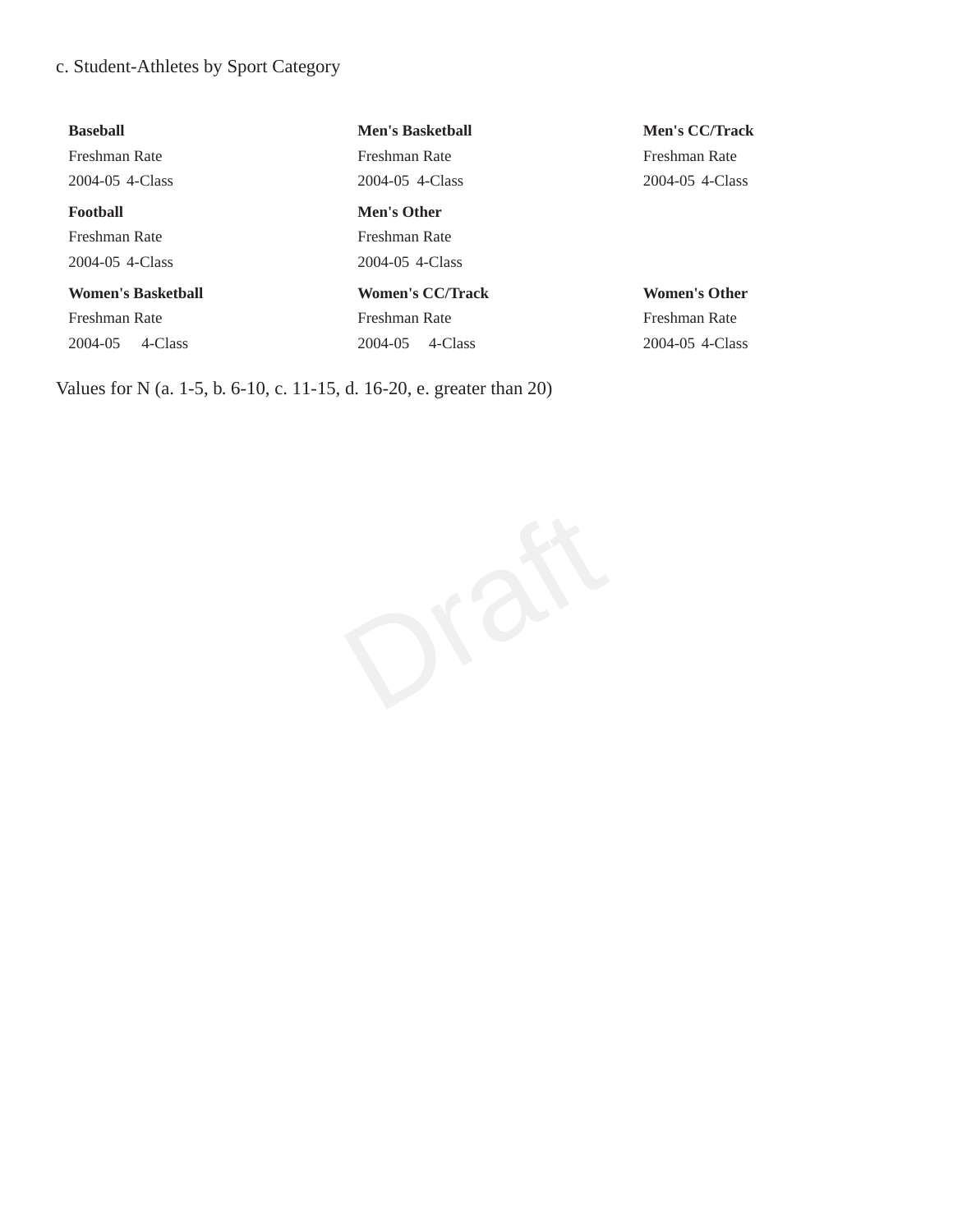c. Student-Athletes by Sport Category

**Baseball**

Freshman Rate

2004-05 4-Class

**Men's Basketball**

Freshman Rate

2004-05 4-Class

**Men's CC/Track**

Freshman Rate

2004-05 4-Class

**Football**

Freshman Rate

2004-05 4-Class

**Men's Other**

Freshman Rate

2004-05 4-Class

**Women's Basketball**

Freshman Rate

2004-05 4-Class

**Women's CC/Track**

Freshman Rate

2004-05 4-Class

**Women's Other**

Freshman Rate

2004-05 4-Class

Values for N (a. 1-5, b. 6-10, c. 11-15, d. 16-20, e. greater than 20)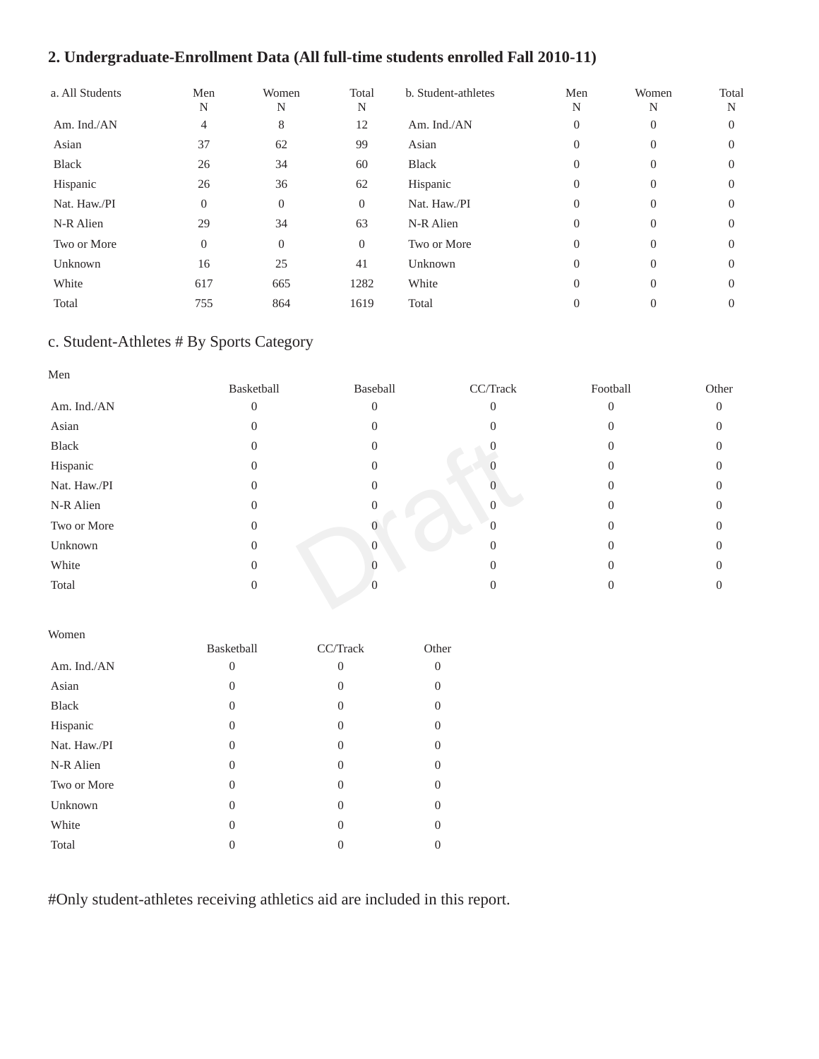## 2. Undergraduate-Enrollment Data (All full-time students enrolled Fall 2010-11)

| a. All Students | Men N | Women N | Total N |
|---|---|---|---|
| Am. Ind./AN | 4 | 8 | 12 |
| Asian | 37 | 62 | 99 |
| Black | 26 | 34 | 60 |
| Hispanic | 26 | 36 | 62 |
| Nat. Haw./PI | 0 | 0 | 0 |
| N-R Alien | 29 | 34 | 63 |
| Two or More | 0 | 0 | 0 |
| Unknown | 16 | 25 | 41 |
| White | 617 | 665 | 1282 |
| Total | 755 | 864 | 1619 |

| b. Student-athletes | Men N | Women N | Total N |
|---|---|---|---|
| Am. Ind./AN | 0 | 0 | 0 |
| Asian | 0 | 0 | 0 |
| Black | 0 | 0 | 0 |
| Hispanic | 0 | 0 | 0 |
| Nat. Haw./PI | 0 | 0 | 0 |
| N-R Alien | 0 | 0 | 0 |
| Two or More | 0 | 0 | 0 |
| Unknown | 0 | 0 | 0 |
| White | 0 | 0 | 0 |
| Total | 0 | 0 | 0 |

### c. Student-Athletes # By Sports Category

Men

| | Basketball | Baseball | CC/Track | Football | Other |
|---|---|---|---|---|---|
| Am. Ind./AN | 0 | 0 | 0 | 0 | 0 |
| Asian | 0 | 0 | 0 | 0 | 0 |
| Black | 0 | 0 | 0 | 0 | 0 |
| Hispanic | 0 | 0 | 0 | 0 | 0 |
| Nat. Haw./PI | 0 | 0 | 0 | 0 | 0 |
| N-R Alien | 0 | 0 | 0 | 0 | 0 |
| Two or More | 0 | 0 | 0 | 0 | 0 |
| Unknown | 0 | 0 | 0 | 0 | 0 |
| White | 0 | 0 | 0 | 0 | 0 |
| Total | 0 | 0 | 0 | 0 | 0 |

Women

| | Basketball | CC/Track | Other |
|---|---|---|---|
| Am. Ind./AN | 0 | 0 | 0 |
| Asian | 0 | 0 | 0 |
| Black | 0 | 0 | 0 |
| Hispanic | 0 | 0 | 0 |
| Nat. Haw./PI | 0 | 0 | 0 |
| N-R Alien | 0 | 0 | 0 |
| Two or More | 0 | 0 | 0 |
| Unknown | 0 | 0 | 0 |
| White | 0 | 0 | 0 |
| Total | 0 | 0 | 0 |

#Only student-athletes receiving athletics aid are included in this report.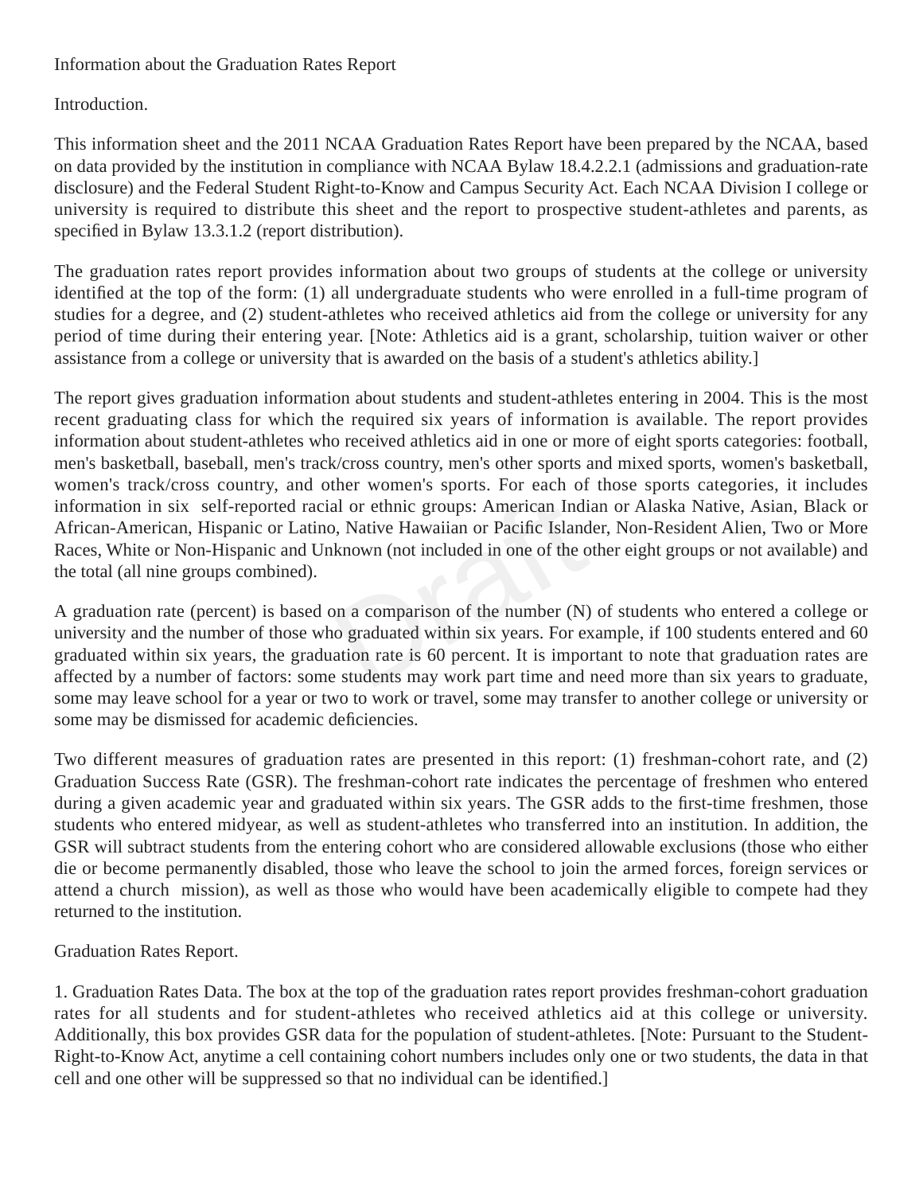Information about the Graduation Rates Report

Introduction.

This information sheet and the 2011 NCAA Graduation Rates Report have been prepared by the NCAA, based on data provided by the institution in compliance with NCAA Bylaw 18.4.2.2.1 (admissions and graduation-rate disclosure) and the Federal Student Right-to-Know and Campus Security Act. Each NCAA Division I college or university is required to distribute this sheet and the report to prospective student-athletes and parents, as specified in Bylaw 13.3.1.2 (report distribution).

The graduation rates report provides information about two groups of students at the college or university identified at the top of the form: (1) all undergraduate students who were enrolled in a full-time program of studies for a degree, and (2) student-athletes who received athletics aid from the college or university for any period of time during their entering year. [Note: Athletics aid is a grant, scholarship, tuition waiver or other assistance from a college or university that is awarded on the basis of a student's athletics ability.]

The report gives graduation information about students and student-athletes entering in 2004. This is the most recent graduating class for which the required six years of information is available. The report provides information about student-athletes who received athletics aid in one or more of eight sports categories: football, men's basketball, baseball, men's track/cross country, men's other sports and mixed sports, women's basketball, women's track/cross country, and other women's sports. For each of those sports categories, it includes information in six self-reported racial or ethnic groups: American Indian or Alaska Native, Asian, Black or African-American, Hispanic or Latino, Native Hawaiian or Pacific Islander, Non-Resident Alien, Two or More Races, White or Non-Hispanic and Unknown (not included in one of the other eight groups or not available) and the total (all nine groups combined).

A graduation rate (percent) is based on a comparison of the number (N) of students who entered a college or university and the number of those who graduated within six years. For example, if 100 students entered and 60 graduated within six years, the graduation rate is 60 percent. It is important to note that graduation rates are affected by a number of factors: some students may work part time and need more than six years to graduate, some may leave school for a year or two to work or travel, some may transfer to another college or university or some may be dismissed for academic deficiencies.

Two different measures of graduation rates are presented in this report: (1) freshman-cohort rate, and (2) Graduation Success Rate (GSR). The freshman-cohort rate indicates the percentage of freshmen who entered during a given academic year and graduated within six years. The GSR adds to the first-time freshmen, those students who entered midyear, as well as student-athletes who transferred into an institution. In addition, the GSR will subtract students from the entering cohort who are considered allowable exclusions (those who either die or become permanently disabled, those who leave the school to join the armed forces, foreign services or attend a church mission), as well as those who would have been academically eligible to compete had they returned to the institution.

Graduation Rates Report.

1. Graduation Rates Data. The box at the top of the graduation rates report provides freshman-cohort graduation rates for all students and for student-athletes who received athletics aid at this college or university. Additionally, this box provides GSR data for the population of student-athletes. [Note: Pursuant to the Student-Right-to-Know Act, anytime a cell containing cohort numbers includes only one or two students, the data in that cell and one other will be suppressed so that no individual can be identified.]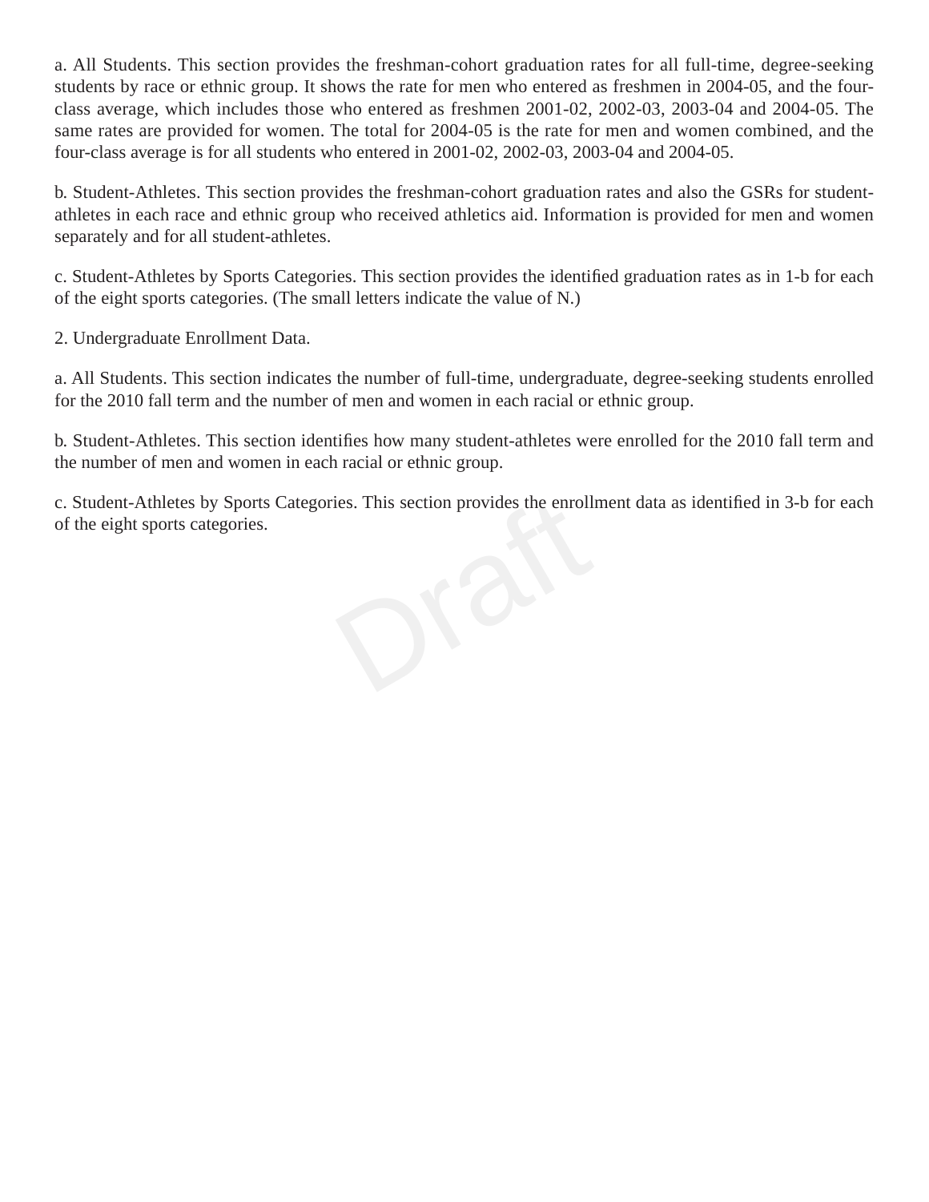a. All Students. This section provides the freshman-cohort graduation rates for all full-time, degree-seeking students by race or ethnic group. It shows the rate for men who entered as freshmen in 2004-05, and the four-class average, which includes those who entered as freshmen 2001-02, 2002-03, 2003-04 and 2004-05. The same rates are provided for women. The total for 2004-05 is the rate for men and women combined, and the four-class average is for all students who entered in 2001-02, 2002-03, 2003-04 and 2004-05.

b. Student-Athletes. This section provides the freshman-cohort graduation rates and also the GSRs for student-athletes in each race and ethnic group who received athletics aid. Information is provided for men and women separately and for all student-athletes.

c. Student-Athletes by Sports Categories. This section provides the identified graduation rates as in 1-b for each of the eight sports categories. (The small letters indicate the value of N.)

2. Undergraduate Enrollment Data.

a. All Students. This section indicates the number of full-time, undergraduate, degree-seeking students enrolled for the 2010 fall term and the number of men and women in each racial or ethnic group.

b. Student-Athletes. This section identifies how many student-athletes were enrolled for the 2010 fall term and the number of men and women in each racial or ethnic group.

c. Student-Athletes by Sports Categories. This section provides the enrollment data as identified in 3-b for each of the eight sports categories.